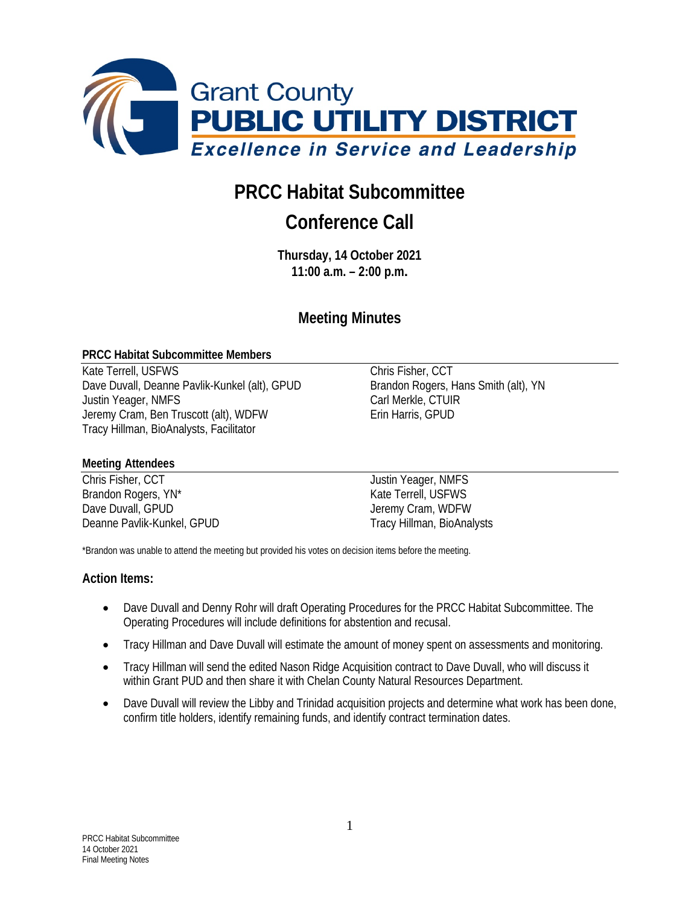Grant County
**PUBLIC UTILITY DISTRICT**
*Excellence in Service and Leadership*

# PRCC Habitat Subcommittee

# Conference Call

**Thursday, 14 October 2021**
**11:00 a.m. – 2:00 p.m.**

## Meeting Minutes

**PRCC Habitat Subcommittee Members**

Kate Terrell, USFWS
Dave Duvall, Deanne Pavlik-Kunkel (alt), GPUD
Justin Yeager, NMFS
Jeremy Cram, Ben Truscott (alt), WDFW
Tracy Hillman, BioAnalysts, Facilitator
Chris Fisher, CCT
Brandon Rogers, Hans Smith (alt), YN
Carl Merkle, CTUIR
Erin Harris, GPUD

**Meeting Attendees**

Chris Fisher, CCT
Brandon Rogers, YN*
Dave Duvall, GPUD
Deanne Pavlik-Kunkel, GPUD
Justin Yeager, NMFS
Kate Terrell, USFWS
Jeremy Cram, WDFW
Tracy Hillman, BioAnalysts

*Brandon was unable to attend the meeting but provided his votes on decision items before the meeting.

### Action Items:

- Dave Duvall and Denny Rohr will draft Operating Procedures for the PRCC Habitat Subcommittee. The Operating Procedures will include definitions for abstention and recusal.
- Tracy Hillman and Dave Duvall will estimate the amount of money spent on assessments and monitoring.
- Tracy Hillman will send the edited Nason Ridge Acquisition contract to Dave Duvall, who will discuss it within Grant PUD and then share it with Chelan County Natural Resources Department.
- Dave Duvall will review the Libby and Trinidad acquisition projects and determine what work has been done, confirm title holders, identify remaining funds, and identify contract termination dates.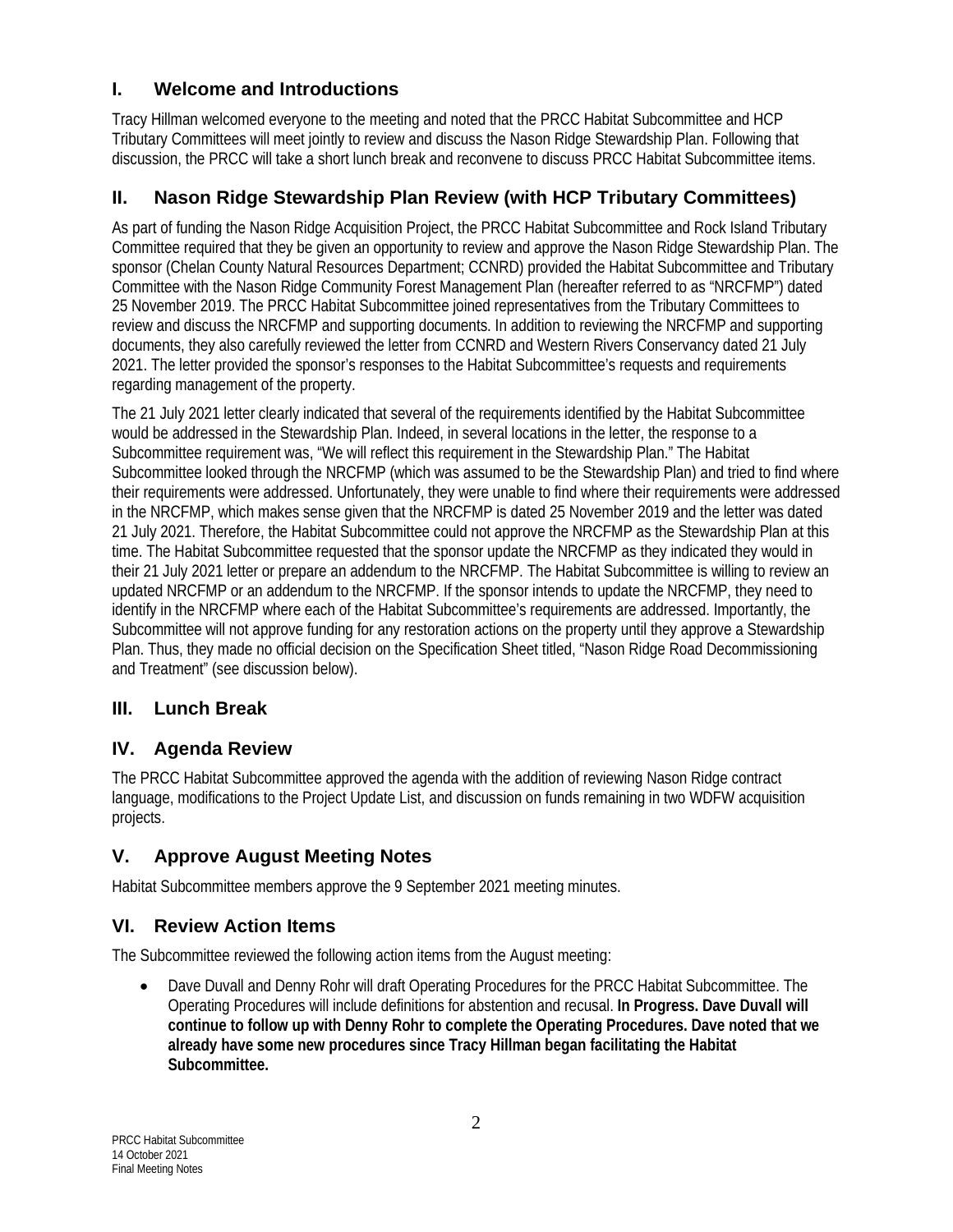## I. Welcome and Introductions

Tracy Hillman welcomed everyone to the meeting and noted that the PRCC Habitat Subcommittee and HCP Tributary Committees will meet jointly to review and discuss the Nason Ridge Stewardship Plan. Following that discussion, the PRCC will take a short lunch break and reconvene to discuss PRCC Habitat Subcommittee items.

## II. Nason Ridge Stewardship Plan Review (with HCP Tributary Committees)

As part of funding the Nason Ridge Acquisition Project, the PRCC Habitat Subcommittee and Rock Island Tributary Committee required that they be given an opportunity to review and approve the Nason Ridge Stewardship Plan. The sponsor (Chelan County Natural Resources Department; CCNRD) provided the Habitat Subcommittee and Tributary Committee with the Nason Ridge Community Forest Management Plan (hereafter referred to as "NRCFMP") dated 25 November 2019. The PRCC Habitat Subcommittee joined representatives from the Tributary Committees to review and discuss the NRCFMP and supporting documents. In addition to reviewing the NRCFMP and supporting documents, they also carefully reviewed the letter from CCNRD and Western Rivers Conservancy dated 21 July 2021. The letter provided the sponsor's responses to the Habitat Subcommittee's requests and requirements regarding management of the property.

The 21 July 2021 letter clearly indicated that several of the requirements identified by the Habitat Subcommittee would be addressed in the Stewardship Plan. Indeed, in several locations in the letter, the response to a Subcommittee requirement was, "We will reflect this requirement in the Stewardship Plan." The Habitat Subcommittee looked through the NRCFMP (which was assumed to be the Stewardship Plan) and tried to find where their requirements were addressed. Unfortunately, they were unable to find where their requirements were addressed in the NRCFMP, which makes sense given that the NRCFMP is dated 25 November 2019 and the letter was dated 21 July 2021. Therefore, the Habitat Subcommittee could not approve the NRCFMP as the Stewardship Plan at this time. The Habitat Subcommittee requested that the sponsor update the NRCFMP as they indicated they would in their 21 July 2021 letter or prepare an addendum to the NRCFMP. The Habitat Subcommittee is willing to review an updated NRCFMP or an addendum to the NRCFMP. If the sponsor intends to update the NRCFMP, they need to identify in the NRCFMP where each of the Habitat Subcommittee's requirements are addressed. Importantly, the Subcommittee will not approve funding for any restoration actions on the property until they approve a Stewardship Plan. Thus, they made no official decision on the Specification Sheet titled, "Nason Ridge Road Decommissioning and Treatment" (see discussion below).

## III. Lunch Break

## IV. Agenda Review

The PRCC Habitat Subcommittee approved the agenda with the addition of reviewing Nason Ridge contract language, modifications to the Project Update List, and discussion on funds remaining in two WDFW acquisition projects.

## V. Approve August Meeting Notes

Habitat Subcommittee members approve the 9 September 2021 meeting minutes.

## VI. Review Action Items

The Subcommittee reviewed the following action items from the August meeting:

- Dave Duvall and Denny Rohr will draft Operating Procedures for the PRCC Habitat Subcommittee. The Operating Procedures will include definitions for abstention and recusal. **In Progress. Dave Duvall will continue to follow up with Denny Rohr to complete the Operating Procedures. Dave noted that we already have some new procedures since Tracy Hillman began facilitating the Habitat Subcommittee.**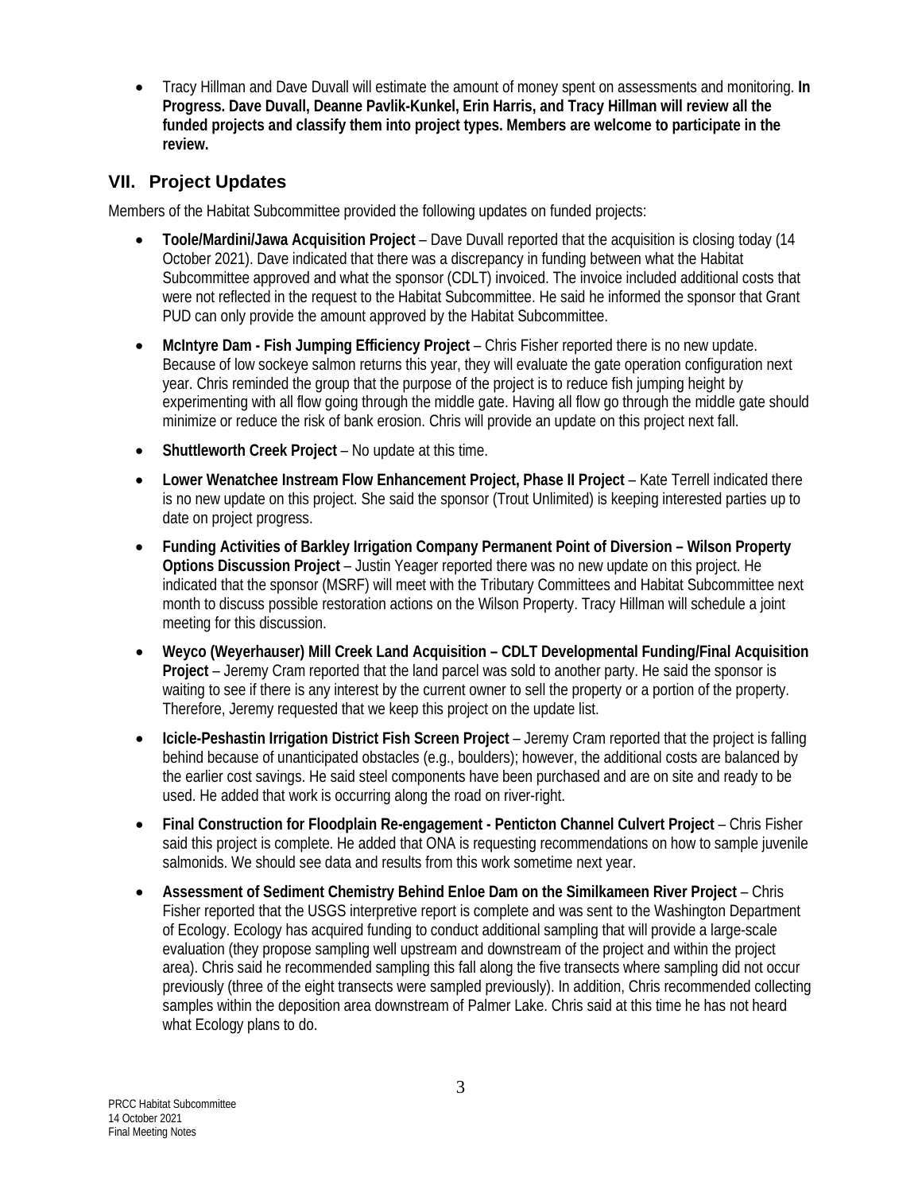- Tracy Hillman and Dave Duvall will estimate the amount of money spent on assessments and monitoring. **In Progress. Dave Duvall, Deanne Pavlik-Kunkel, Erin Harris, and Tracy Hillman will review all the funded projects and classify them into project types. Members are welcome to participate in the review.**

## VII. Project Updates

Members of the Habitat Subcommittee provided the following updates on funded projects:

- **Toole/Mardini/Jawa Acquisition Project** – Dave Duvall reported that the acquisition is closing today (14 October 2021). Dave indicated that there was a discrepancy in funding between what the Habitat Subcommittee approved and what the sponsor (CDLT) invoiced. The invoice included additional costs that were not reflected in the request to the Habitat Subcommittee. He said he informed the sponsor that Grant PUD can only provide the amount approved by the Habitat Subcommittee.
- **McIntyre Dam - Fish Jumping Efficiency Project** – Chris Fisher reported there is no new update. Because of low sockeye salmon returns this year, they will evaluate the gate operation configuration next year. Chris reminded the group that the purpose of the project is to reduce fish jumping height by experimenting with all flow going through the middle gate. Having all flow go through the middle gate should minimize or reduce the risk of bank erosion. Chris will provide an update on this project next fall.
- **Shuttleworth Creek Project** – No update at this time.
- **Lower Wenatchee Instream Flow Enhancement Project, Phase II Project** – Kate Terrell indicated there is no new update on this project. She said the sponsor (Trout Unlimited) is keeping interested parties up to date on project progress.
- **Funding Activities of Barkley Irrigation Company Permanent Point of Diversion – Wilson Property Options Discussion Project** – Justin Yeager reported there was no new update on this project. He indicated that the sponsor (MSRF) will meet with the Tributary Committees and Habitat Subcommittee next month to discuss possible restoration actions on the Wilson Property. Tracy Hillman will schedule a joint meeting for this discussion.
- **Weyco (Weyerhauser) Mill Creek Land Acquisition – CDLT Developmental Funding/Final Acquisition Project** – Jeremy Cram reported that the land parcel was sold to another party. He said the sponsor is waiting to see if there is any interest by the current owner to sell the property or a portion of the property. Therefore, Jeremy requested that we keep this project on the update list.
- **Icicle-Peshastin Irrigation District Fish Screen Project** – Jeremy Cram reported that the project is falling behind because of unanticipated obstacles (e.g., boulders); however, the additional costs are balanced by the earlier cost savings. He said steel components have been purchased and are on site and ready to be used. He added that work is occurring along the road on river-right.
- **Final Construction for Floodplain Re-engagement - Penticton Channel Culvert Project** – Chris Fisher said this project is complete. He added that ONA is requesting recommendations on how to sample juvenile salmonids. We should see data and results from this work sometime next year.
- **Assessment of Sediment Chemistry Behind Enloe Dam on the Similkameen River Project** – Chris Fisher reported that the USGS interpretive report is complete and was sent to the Washington Department of Ecology. Ecology has acquired funding to conduct additional sampling that will provide a large-scale evaluation (they propose sampling well upstream and downstream of the project and within the project area). Chris said he recommended sampling this fall along the five transects where sampling did not occur previously (three of the eight transects were sampled previously). In addition, Chris recommended collecting samples within the deposition area downstream of Palmer Lake. Chris said at this time he has not heard what Ecology plans to do.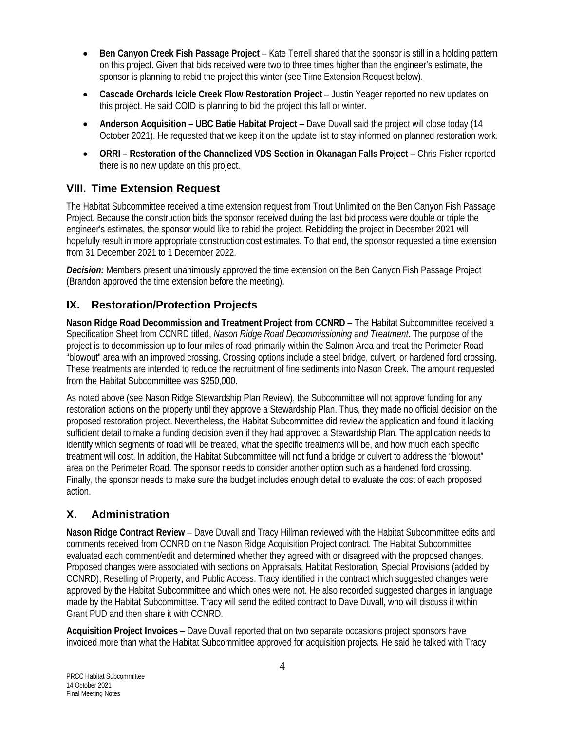- **Ben Canyon Creek Fish Passage Project** – Kate Terrell shared that the sponsor is still in a holding pattern on this project. Given that bids received were two to three times higher than the engineer's estimate, the sponsor is planning to rebid the project this winter (see Time Extension Request below).
- **Cascade Orchards Icicle Creek Flow Restoration Project** – Justin Yeager reported no new updates on this project. He said COID is planning to bid the project this fall or winter.
- **Anderson Acquisition – UBC Batie Habitat Project** – Dave Duvall said the project will close today (14 October 2021). He requested that we keep it on the update list to stay informed on planned restoration work.
- **ORRI – Restoration of the Channelized VDS Section in Okanagan Falls Project** – Chris Fisher reported there is no new update on this project.

## VIII. Time Extension Request

The Habitat Subcommittee received a time extension request from Trout Unlimited on the Ben Canyon Fish Passage Project. Because the construction bids the sponsor received during the last bid process were double or triple the engineer's estimates, the sponsor would like to rebid the project. Rebidding the project in December 2021 will hopefully result in more appropriate construction cost estimates. To that end, the sponsor requested a time extension from 31 December 2021 to 1 December 2022.

***Decision:*** Members present unanimously approved the time extension on the Ben Canyon Fish Passage Project (Brandon approved the time extension before the meeting).

## IX. Restoration/Protection Projects

**Nason Ridge Road Decommission and Treatment Project from CCNRD** – The Habitat Subcommittee received a Specification Sheet from CCNRD titled, *Nason Ridge Road Decommissioning and Treatment*. The purpose of the project is to decommission up to four miles of road primarily within the Salmon Area and treat the Perimeter Road "blowout" area with an improved crossing. Crossing options include a steel bridge, culvert, or hardened ford crossing. These treatments are intended to reduce the recruitment of fine sediments into Nason Creek. The amount requested from the Habitat Subcommittee was $250,000.

As noted above (see Nason Ridge Stewardship Plan Review), the Subcommittee will not approve funding for any restoration actions on the property until they approve a Stewardship Plan. Thus, they made no official decision on the proposed restoration project. Nevertheless, the Habitat Subcommittee did review the application and found it lacking sufficient detail to make a funding decision even if they had approved a Stewardship Plan. The application needs to identify which segments of road will be treated, what the specific treatments will be, and how much each specific treatment will cost. In addition, the Habitat Subcommittee will not fund a bridge or culvert to address the "blowout" area on the Perimeter Road. The sponsor needs to consider another option such as a hardened ford crossing. Finally, the sponsor needs to make sure the budget includes enough detail to evaluate the cost of each proposed action.

## X. Administration

**Nason Ridge Contract Review** – Dave Duvall and Tracy Hillman reviewed with the Habitat Subcommittee edits and comments received from CCNRD on the Nason Ridge Acquisition Project contract. The Habitat Subcommittee evaluated each comment/edit and determined whether they agreed with or disagreed with the proposed changes. Proposed changes were associated with sections on Appraisals, Habitat Restoration, Special Provisions (added by CCNRD), Reselling of Property, and Public Access. Tracy identified in the contract which suggested changes were approved by the Habitat Subcommittee and which ones were not. He also recorded suggested changes in language made by the Habitat Subcommittee. Tracy will send the edited contract to Dave Duvall, who will discuss it within Grant PUD and then share it with CCNRD.

**Acquisition Project Invoices** – Dave Duvall reported that on two separate occasions project sponsors have invoiced more than what the Habitat Subcommittee approved for acquisition projects. He said he talked with Tracy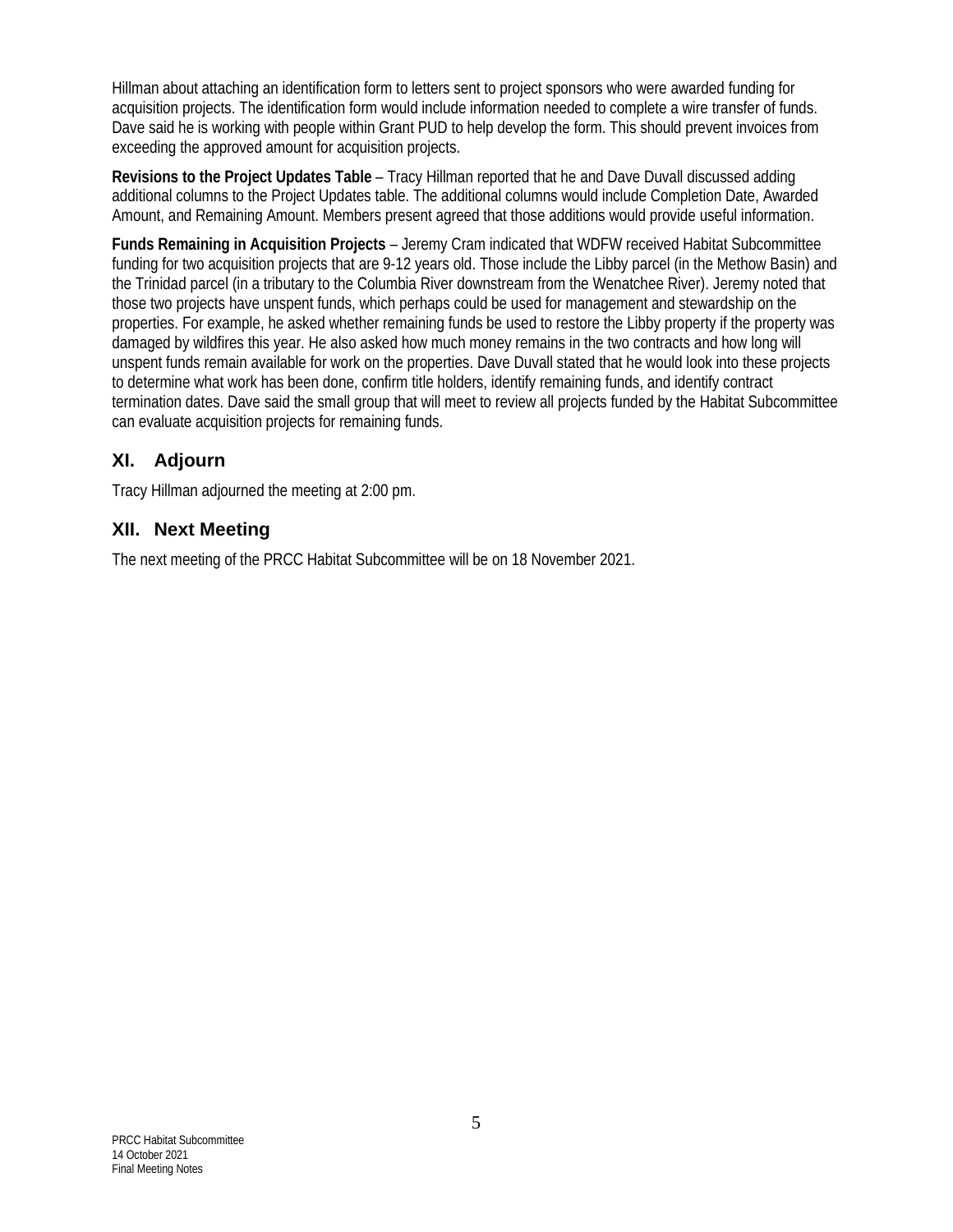Hillman about attaching an identification form to letters sent to project sponsors who were awarded funding for acquisition projects. The identification form would include information needed to complete a wire transfer of funds. Dave said he is working with people within Grant PUD to help develop the form. This should prevent invoices from exceeding the approved amount for acquisition projects.

**Revisions to the Project Updates Table** – Tracy Hillman reported that he and Dave Duvall discussed adding additional columns to the Project Updates table. The additional columns would include Completion Date, Awarded Amount, and Remaining Amount. Members present agreed that those additions would provide useful information.

**Funds Remaining in Acquisition Projects** – Jeremy Cram indicated that WDFW received Habitat Subcommittee funding for two acquisition projects that are 9-12 years old. Those include the Libby parcel (in the Methow Basin) and the Trinidad parcel (in a tributary to the Columbia River downstream from the Wenatchee River). Jeremy noted that those two projects have unspent funds, which perhaps could be used for management and stewardship on the properties. For example, he asked whether remaining funds be used to restore the Libby property if the property was damaged by wildfires this year. He also asked how much money remains in the two contracts and how long will unspent funds remain available for work on the properties. Dave Duvall stated that he would look into these projects to determine what work has been done, confirm title holders, identify remaining funds, and identify contract termination dates. Dave said the small group that will meet to review all projects funded by the Habitat Subcommittee can evaluate acquisition projects for remaining funds.

## XI. Adjourn

Tracy Hillman adjourned the meeting at 2:00 pm.

## XII. Next Meeting

The next meeting of the PRCC Habitat Subcommittee will be on 18 November 2021.